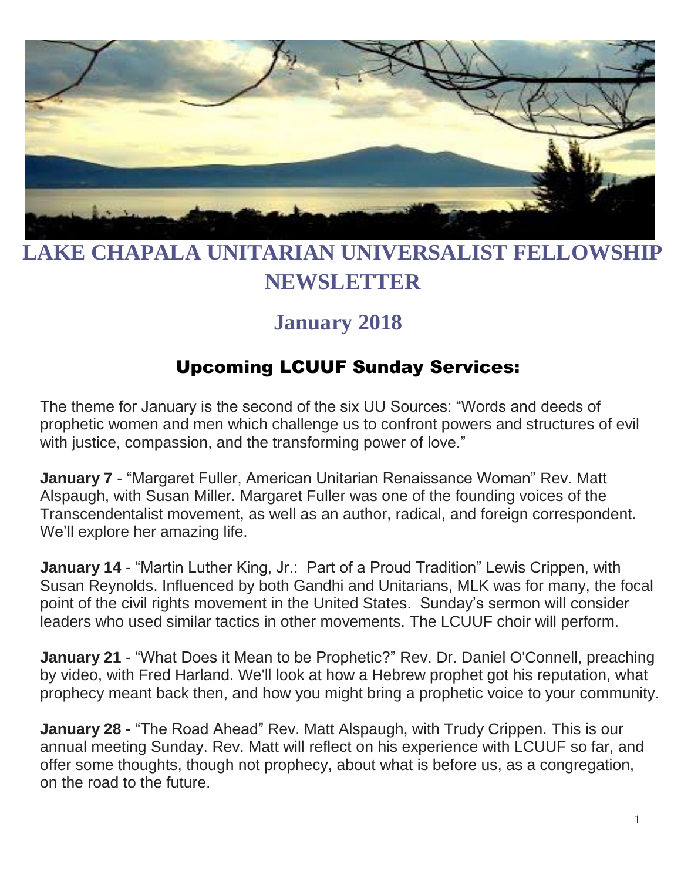# LAKE CHAPALA UNITARIAN UNIVERSALIST FELLOWSHIP NEWSLETTER

## January 2018

### Upcoming LCUUF Sunday Services:

The theme for January is the second of the six UU Sources: "Words and deeds of prophetic women and men which challenge us to confront powers and structures of evil with justice, compassion, and the transforming power of love."

**January 7** - "Margaret Fuller, American Unitarian Renaissance Woman" Rev. Matt Alspaugh, with Susan Miller. Margaret Fuller was one of the founding voices of the Transcendentalist movement, as well as an author, radical, and foreign correspondent. We'll explore her amazing life.

**January 14** - "Martin Luther King, Jr.: Part of a Proud Tradition" Lewis Crippen, with Susan Reynolds. Influenced by both Gandhi and Unitarians, MLK was for many, the focal point of the civil rights movement in the United States. Sunday's sermon will consider leaders who used similar tactics in other movements. The LCUUF choir will perform.

**January 21** - "What Does it Mean to be Prophetic?" Rev. Dr. Daniel O'Connell, preaching by video, with Fred Harland. We'll look at how a Hebrew prophet got his reputation, what prophecy meant back then, and how you might bring a prophetic voice to your community.

**January 28 -** "The Road Ahead" Rev. Matt Alspaugh, with Trudy Crippen. This is our annual meeting Sunday. Rev. Matt will reflect on his experience with LCUUF so far, and offer some thoughts, though not prophecy, about what is before us, as a congregation, on the road to the future.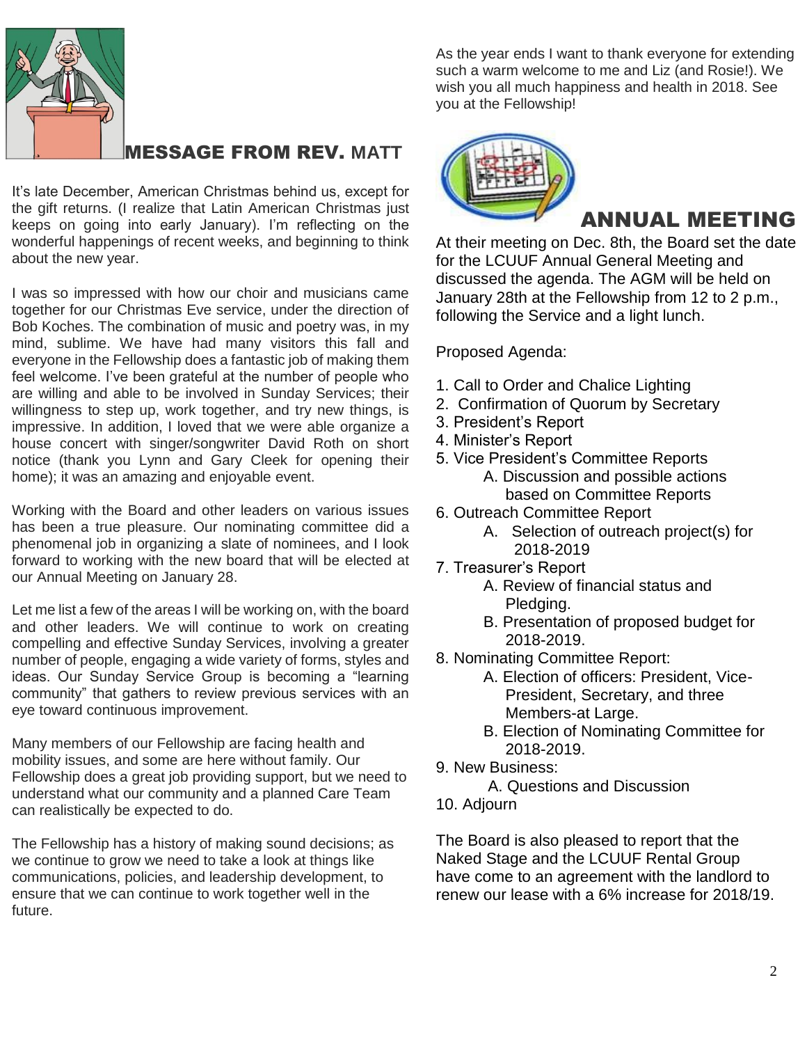## MESSAGE FROM REV. MATT

It's late December, American Christmas behind us, except for the gift returns. (I realize that Latin American Christmas just keeps on going into early January). I'm reflecting on the wonderful happenings of recent weeks, and beginning to think about the new year.

I was so impressed with how our choir and musicians came together for our Christmas Eve service, under the direction of Bob Koches. The combination of music and poetry was, in my mind, sublime. We have had many visitors this fall and everyone in the Fellowship does a fantastic job of making them feel welcome. I've been grateful at the number of people who are willing and able to be involved in Sunday Services; their willingness to step up, work together, and try new things, is impressive. In addition, I loved that we were able organize a house concert with singer/songwriter David Roth on short notice (thank you Lynn and Gary Cleek for opening their home); it was an amazing and enjoyable event.

Working with the Board and other leaders on various issues has been a true pleasure. Our nominating committee did a phenomenal job in organizing a slate of nominees, and I look forward to working with the new board that will be elected at our Annual Meeting on January 28.

Let me list a few of the areas I will be working on, with the board and other leaders. We will continue to work on creating compelling and effective Sunday Services, involving a greater number of people, engaging a wide variety of forms, styles and ideas. Our Sunday Service Group is becoming a "learning community" that gathers to review previous services with an eye toward continuous improvement.

Many members of our Fellowship are facing health and mobility issues, and some are here without family. Our Fellowship does a great job providing support, but we need to understand what our community and a planned Care Team can realistically be expected to do.

The Fellowship has a history of making sound decisions; as we continue to grow we need to take a look at things like communications, policies, and leadership development, to ensure that we can continue to work together well in the future.

As the year ends I want to thank everyone for extending such a warm welcome to me and Liz (and Rosie!). We wish you all much happiness and health in 2018. See you at the Fellowship!

## ANNUAL MEETING

At their meeting on Dec. 8th, the Board set the date for the LCUUF Annual General Meeting and discussed the agenda. The AGM will be held on January 28th at the Fellowship from 12 to 2 p.m., following the Service and a light lunch.

Proposed Agenda:

1. Call to Order and Chalice Lighting
2. Confirmation of Quorum by Secretary
3. President's Report
4. Minister's Report
5. Vice President's Committee Reports
   - A. Discussion and possible actions based on Committee Reports
6. Outreach Committee Report
   - A. Selection of outreach project(s) for 2018-2019
7. Treasurer's Report
   - A. Review of financial status and Pledging.
   - B. Presentation of proposed budget for 2018-2019.
8. Nominating Committee Report:
   - A. Election of officers: President, Vice-President, Secretary, and three Members-at Large.
   - B. Election of Nominating Committee for 2018-2019.
9. New Business:
   - A. Questions and Discussion
10. Adjourn

The Board is also pleased to report that the Naked Stage and the LCUUF Rental Group have come to an agreement with the landlord to renew our lease with a 6% increase for 2018/19.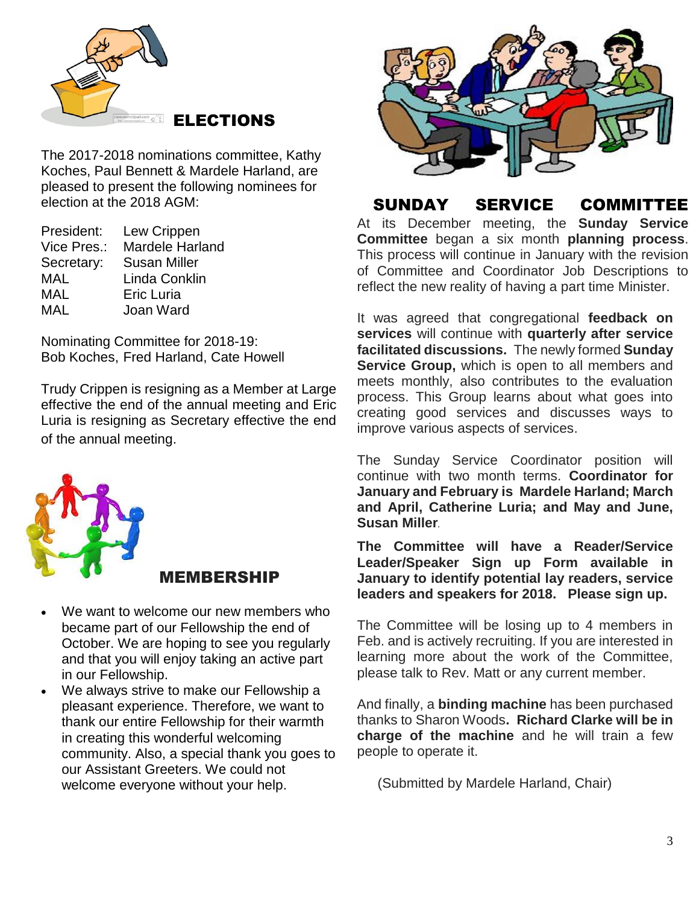## ELECTIONS

The 2017-2018 nominations committee, Kathy Koches, Paul Bennett & Mardele Harland, are pleased to present the following nominees for election at the 2018 AGM:

| | |
|---|---|
| President: | Lew Crippen |
| Vice Pres.: | Mardele Harland |
| Secretary: | Susan Miller |
| MAL | Linda Conklin |
| MAL | Eric Luria |
| MAL | Joan Ward |

Nominating Committee for 2018-19:
Bob Koches, Fred Harland, Cate Howell

Trudy Crippen is resigning as a Member at Large effective the end of the annual meeting and Eric Luria is resigning as Secretary effective the end of the annual meeting.

## MEMBERSHIP

- We want to welcome our new members who became part of our Fellowship the end of October. We are hoping to see you regularly and that you will enjoy taking an active part in our Fellowship.
- We always strive to make our Fellowship a pleasant experience. Therefore, we want to thank our entire Fellowship for their warmth in creating this wonderful welcoming community. Also, a special thank you goes to our Assistant Greeters. We could not welcome everyone without your help.

## SUNDAY SERVICE COMMITTEE

At its December meeting, the **Sunday Service Committee** began a six month **planning process**. This process will continue in January with the revision of Committee and Coordinator Job Descriptions to reflect the new reality of having a part time Minister.

It was agreed that congregational **feedback on services** will continue with **quarterly after service facilitated discussions.** The newly formed **Sunday Service Group,** which is open to all members and meets monthly, also contributes to the evaluation process. This Group learns about what goes into creating good services and discusses ways to improve various aspects of services.

The Sunday Service Coordinator position will continue with two month terms. **Coordinator for January and February is Mardele Harland; March and April, Catherine Luria; and May and June, Susan Miller**.

**The Committee will have a Reader/Service Leader/Speaker Sign up Form available in January to identify potential lay readers, service leaders and speakers for 2018. Please sign up.**

The Committee will be losing up to 4 members in Feb. and is actively recruiting. If you are interested in learning more about the work of the Committee, please talk to Rev. Matt or any current member.

And finally, a **binding machine** has been purchased thanks to Sharon Woods**. Richard Clarke will be in charge of the machine** and he will train a few people to operate it.

(Submitted by Mardele Harland, Chair)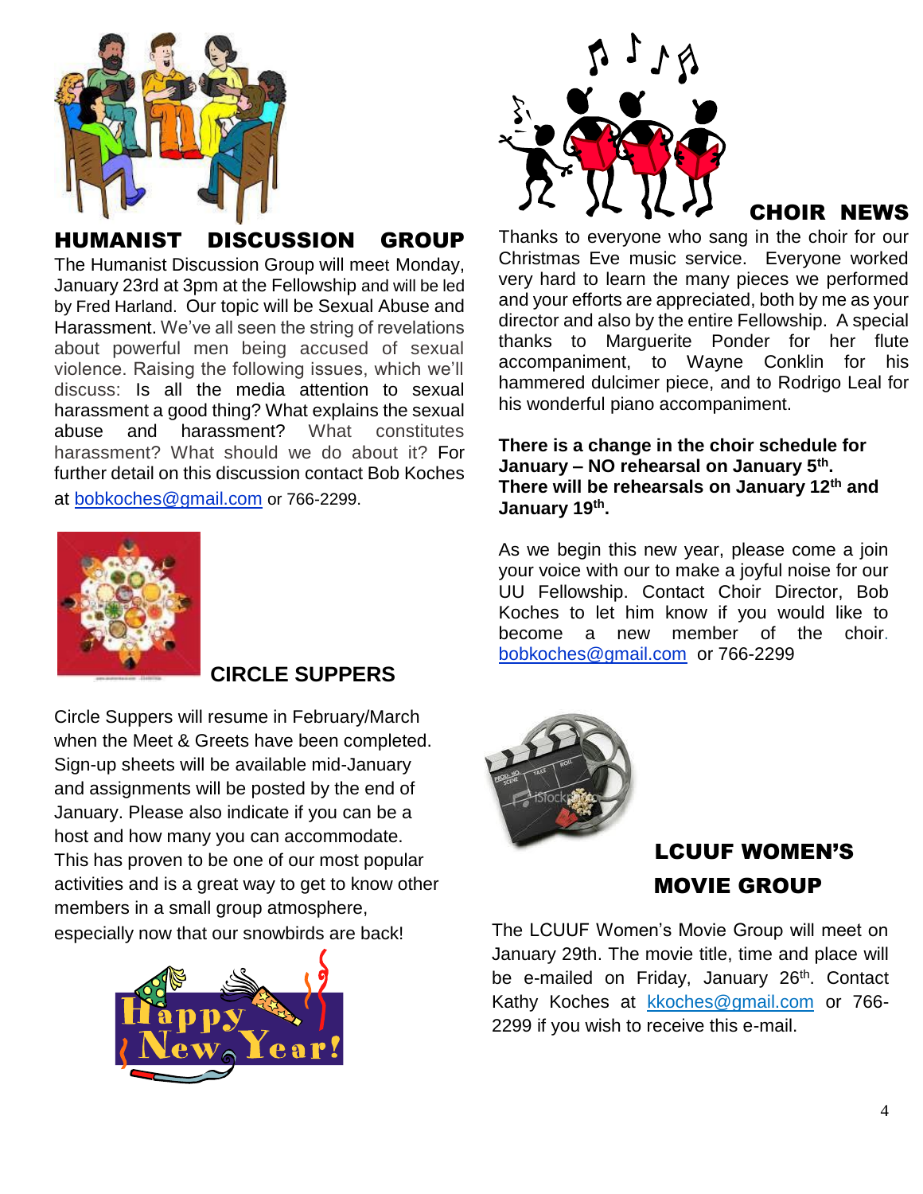## HUMANIST DISCUSSION GROUP

The Humanist Discussion Group will meet Monday, January 23rd at 3pm at the Fellowship and will be led by Fred Harland. Our topic will be Sexual Abuse and Harassment. We've all seen the string of revelations about powerful men being accused of sexual violence. Raising the following issues, which we'll discuss: Is all the media attention to sexual harassment a good thing? What explains the sexual abuse and harassment? What constitutes harassment? What should we do about it? For further detail on this discussion contact Bob Koches at bobkoches@gmail.com or 766-2299.

## CIRCLE SUPPERS

Circle Suppers will resume in February/March when the Meet & Greets have been completed. Sign-up sheets will be available mid-January and assignments will be posted by the end of January. Please also indicate if you can be a host and how many you can accommodate. This has proven to be one of our most popular activities and is a great way to get to know other members in a small group atmosphere, especially now that our snowbirds are back!

## CHOIR NEWS

Thanks to everyone who sang in the choir for our Christmas Eve music service. Everyone worked very hard to learn the many pieces we performed and your efforts are appreciated, both by me as your director and also by the entire Fellowship. A special thanks to Marguerite Ponder for her flute accompaniment, to Wayne Conklin for his hammered dulcimer piece, and to Rodrigo Leal for his wonderful piano accompaniment.

**There is a change in the choir schedule for January – NO rehearsal on January 5th. There will be rehearsals on January 12th and January 19th.**

As we begin this new year, please come a join your voice with our to make a joyful noise for our UU Fellowship. Contact Choir Director, Bob Koches to let him know if you would like to become a new member of the choir. bobkoches@gmail.com or 766-2299

## LCUUF WOMEN'S MOVIE GROUP

The LCUUF Women's Movie Group will meet on January 29th. The movie title, time and place will be e-mailed on Friday, January 26th. Contact Kathy Koches at kkoches@gmail.com or 766-2299 if you wish to receive this e-mail.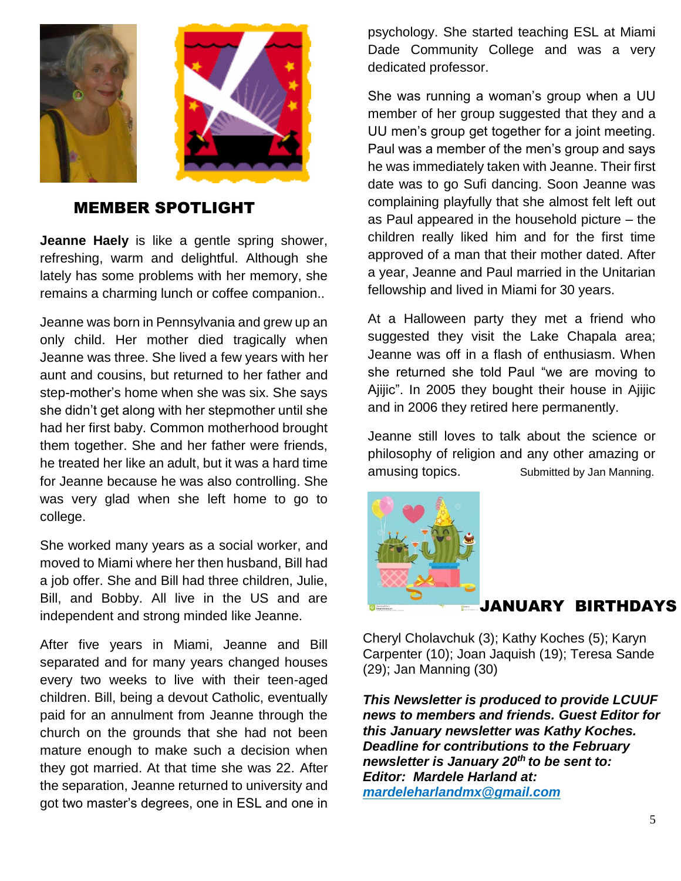## MEMBER SPOTLIGHT

**Jeanne Haely** is like a gentle spring shower, refreshing, warm and delightful. Although she lately has some problems with her memory, she remains a charming lunch or coffee companion..

Jeanne was born in Pennsylvania and grew up an only child. Her mother died tragically when Jeanne was three. She lived a few years with her aunt and cousins, but returned to her father and step-mother's home when she was six. She says she didn't get along with her stepmother until she had her first baby. Common motherhood brought them together. She and her father were friends, he treated her like an adult, but it was a hard time for Jeanne because he was also controlling. She was very glad when she left home to go to college.

She worked many years as a social worker, and moved to Miami where her then husband, Bill had a job offer. She and Bill had three children, Julie, Bill, and Bobby. All live in the US and are independent and strong minded like Jeanne.

After five years in Miami, Jeanne and Bill separated and for many years changed houses every two weeks to live with their teen-aged children. Bill, being a devout Catholic, eventually paid for an annulment from Jeanne through the church on the grounds that she had not been mature enough to make such a decision when they got married. At that time she was 22. After the separation, Jeanne returned to university and got two master's degrees, one in ESL and one in psychology. She started teaching ESL at Miami Dade Community College and was a very dedicated professor.

She was running a woman's group when a UU member of her group suggested that they and a UU men's group get together for a joint meeting. Paul was a member of the men's group and says he was immediately taken with Jeanne. Their first date was to go Sufi dancing. Soon Jeanne was complaining playfully that she almost felt left out as Paul appeared in the household picture – the children really liked him and for the first time approved of a man that their mother dated. After a year, Jeanne and Paul married in the Unitarian fellowship and lived in Miami for 30 years.

At a Halloween party they met a friend who suggested they visit the Lake Chapala area; Jeanne was off in a flash of enthusiasm. When she returned she told Paul "we are moving to Ajijic". In 2005 they bought their house in Ajijic and in 2006 they retired here permanently.

Jeanne still loves to talk about the science or philosophy of religion and any other amazing or amusing topics. Submitted by Jan Manning.

## JANUARY BIRTHDAYS

Cheryl Cholavchuk (3); Kathy Koches (5); Karyn Carpenter (10); Joan Jaquish (19); Teresa Sande (29); Jan Manning (30)

***This Newsletter is produced to provide LCUUF news to members and friends. Guest Editor for this January newsletter was Kathy Koches. Deadline for contributions to the February newsletter is January 20th to be sent to: Editor: Mardele Harland at: mardeleharlandmx@gmail.com***